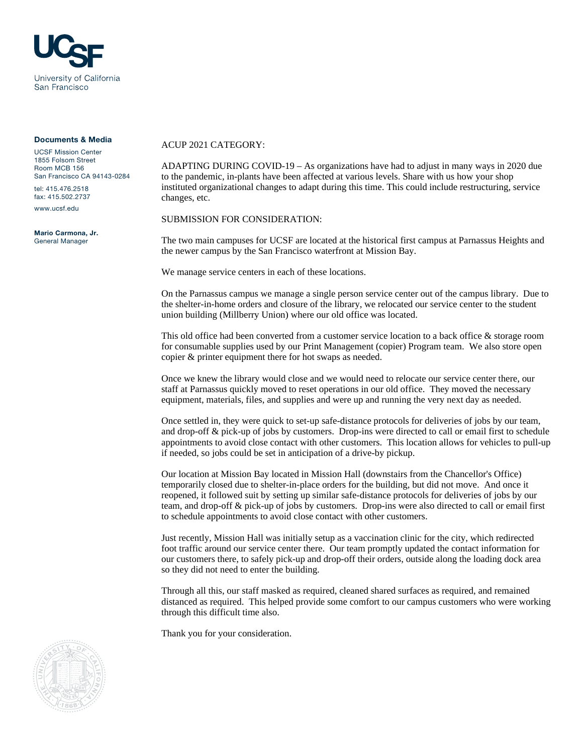**UCSF**

University of California
San Francisco

**Documents & Media**

UCSF Mission Center
1855 Folsom Street
Room MCB 156
San Francisco CA 94143-0284

tel: 415.476.2518
fax: 415.502.2737

www.ucsf.edu

**Mario Carmona, Jr.**
General Manager

ACUP 2021 CATEGORY:

ADAPTING DURING COVID-19 – As organizations have had to adjust in many ways in 2020 due to the pandemic, in-plants have been affected at various levels. Share with us how your shop instituted organizational changes to adapt during this time. This could include restructuring, service changes, etc.

SUBMISSION FOR CONSIDERATION:

The two main campuses for UCSF are located at the historical first campus at Parnassus Heights and the newer campus by the San Francisco waterfront at Mission Bay.

We manage service centers in each of these locations.

On the Parnassus campus we manage a single person service center out of the campus library. Due to the shelter-in-home orders and closure of the library, we relocated our service center to the student union building (Millberry Union) where our old office was located.

This old office had been converted from a customer service location to a back office & storage room for consumable supplies used by our Print Management (copier) Program team. We also store open copier & printer equipment there for hot swaps as needed.

Once we knew the library would close and we would need to relocate our service center there, our staff at Parnassus quickly moved to reset operations in our old office. They moved the necessary equipment, materials, files, and supplies and were up and running the very next day as needed.

Once settled in, they were quick to set-up safe-distance protocols for deliveries of jobs by our team, and drop-off & pick-up of jobs by customers. Drop-ins were directed to call or email first to schedule appointments to avoid close contact with other customers. This location allows for vehicles to pull-up if needed, so jobs could be set in anticipation of a drive-by pickup.

Our location at Mission Bay located in Mission Hall (downstairs from the Chancellor's Office) temporarily closed due to shelter-in-place orders for the building, but did not move. And once it reopened, it followed suit by setting up similar safe-distance protocols for deliveries of jobs by our team, and drop-off & pick-up of jobs by customers. Drop-ins were also directed to call or email first to schedule appointments to avoid close contact with other customers.

Just recently, Mission Hall was initially setup as a vaccination clinic for the city, which redirected foot traffic around our service center there. Our team promptly updated the contact information for our customers there, to safely pick-up and drop-off their orders, outside along the loading dock area so they did not need to enter the building.

Through all this, our staff masked as required, cleaned shared surfaces as required, and remained distanced as required. This helped provide some comfort to our campus customers who were working through this difficult time also.

Thank you for your consideration.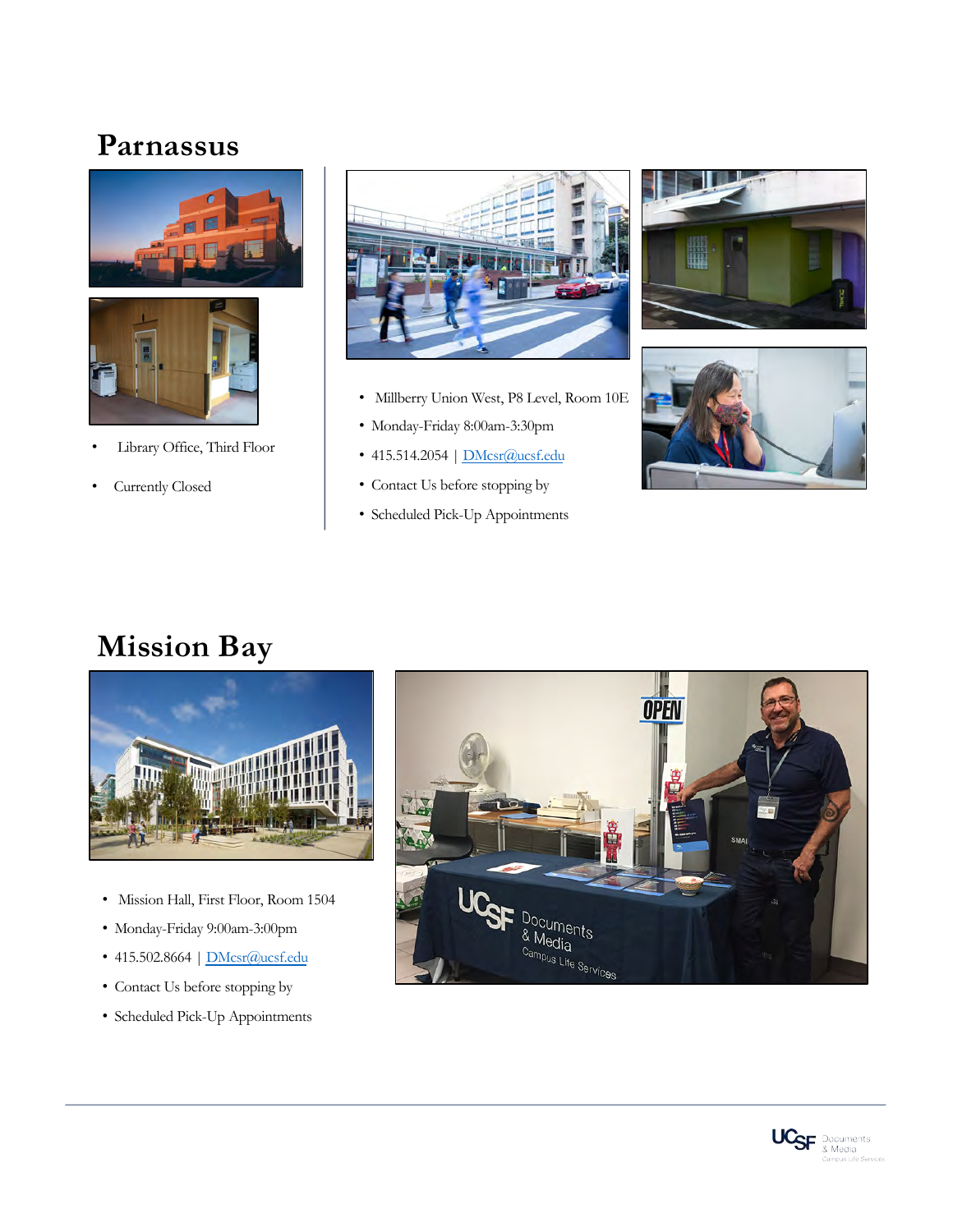# Parnassus

- Library Office, Third Floor
- Currently Closed

- Millberry Union West, P8 Level, Room 10E
- Monday-Friday 8:00am-3:30pm
- 415.514.2054 | DMcsr@ucsf.edu
- Contact Us before stopping by
- Scheduled Pick-Up Appointments

# Mission Bay

- Mission Hall, First Floor, Room 1504
- Monday-Friday 9:00am-3:00pm
- 415.502.8664 | DMcsr@ucsf.edu
- Contact Us before stopping by
- Scheduled Pick-Up Appointments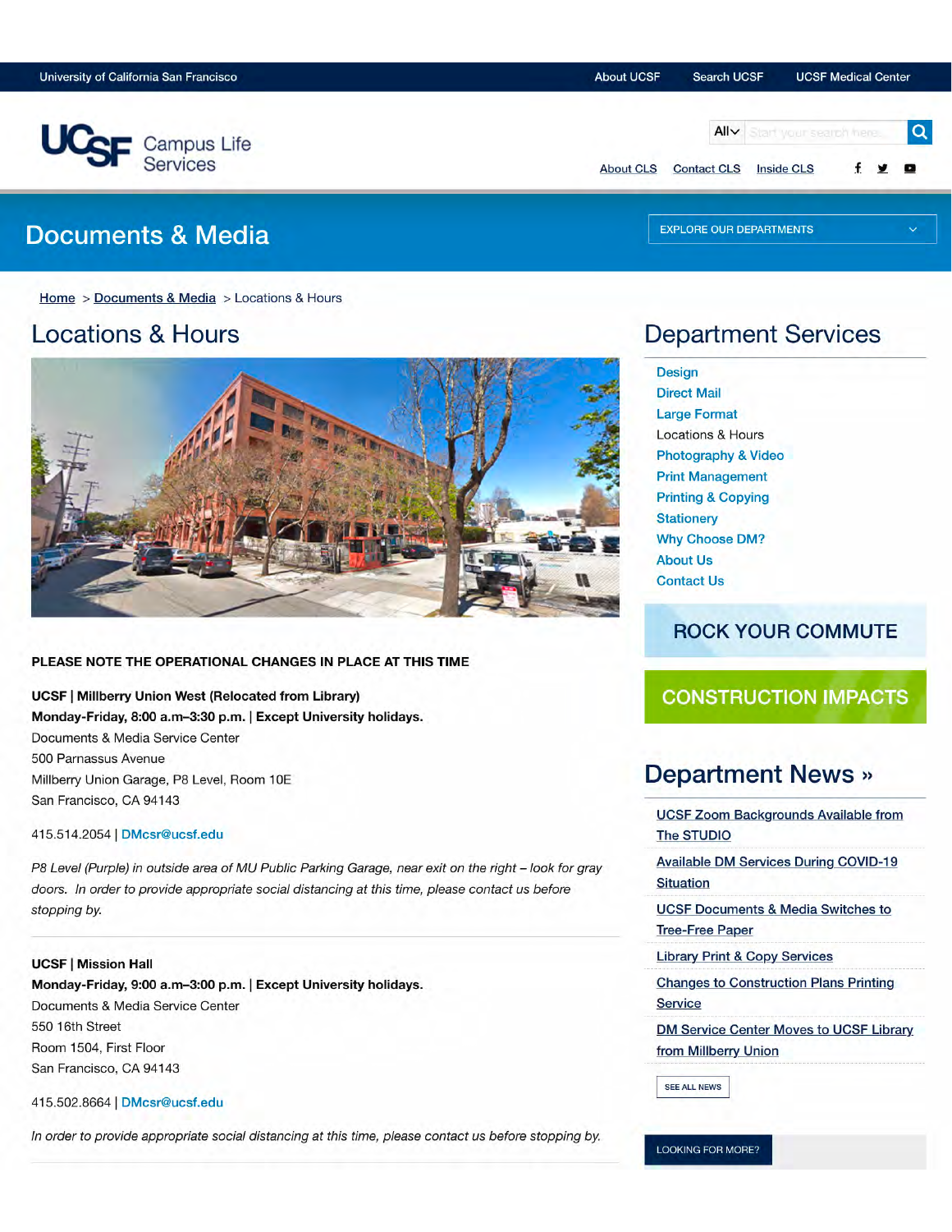University of California San Francisco | About UCSF | Search UCSF | UCSF Medical Center

UCSF Campus Life Services

About CLS | Contact CLS | Inside CLS

# Documents & Media

EXPLORE OUR DEPARTMENTS

Home > Documents & Media > Locations & Hours

## Locations & Hours

**PLEASE NOTE THE OPERATIONAL CHANGES IN PLACE AT THIS TIME**

**UCSF | Millberry Union West (Relocated from Library)**
**Monday-Friday, 8:00 a.m–3:30 p.m. | Except University holidays.**
Documents & Media Service Center
500 Parnassus Avenue
Millberry Union Garage, P8 Level, Room 10E
San Francisco, CA 94143

415.514.2054 | DMcsr@ucsf.edu

*P8 Level (Purple) in outside area of MU Public Parking Garage, near exit on the right – look for gray doors. In order to provide appropriate social distancing at this time, please contact us before stopping by.*

---

**UCSF | Mission Hall**
**Monday-Friday, 9:00 a.m–3:00 p.m. | Except University holidays.**
Documents & Media Service Center
550 16th Street
Room 1504, First Floor
San Francisco, CA 94143

415.502.8664 | DMcsr@ucsf.edu

*In order to provide appropriate social distancing at this time, please contact us before stopping by.*

---

## Department Services

- Design
- Direct Mail
- Large Format
- Locations & Hours
- Photography & Video
- Print Management
- Printing & Copying
- Stationery
- Why Choose DM?
- About Us
- Contact Us

ROCK YOUR COMMUTE

CONSTRUCTION IMPACTS

## Department News »

- UCSF Zoom Backgrounds Available from The STUDIO
- Available DM Services During COVID-19 Situation
- UCSF Documents & Media Switches to Tree-Free Paper
- Library Print & Copy Services
- Changes to Construction Plans Printing Service
- DM Service Center Moves to UCSF Library from Millberry Union

SEE ALL NEWS

LOOKING FOR MORE?